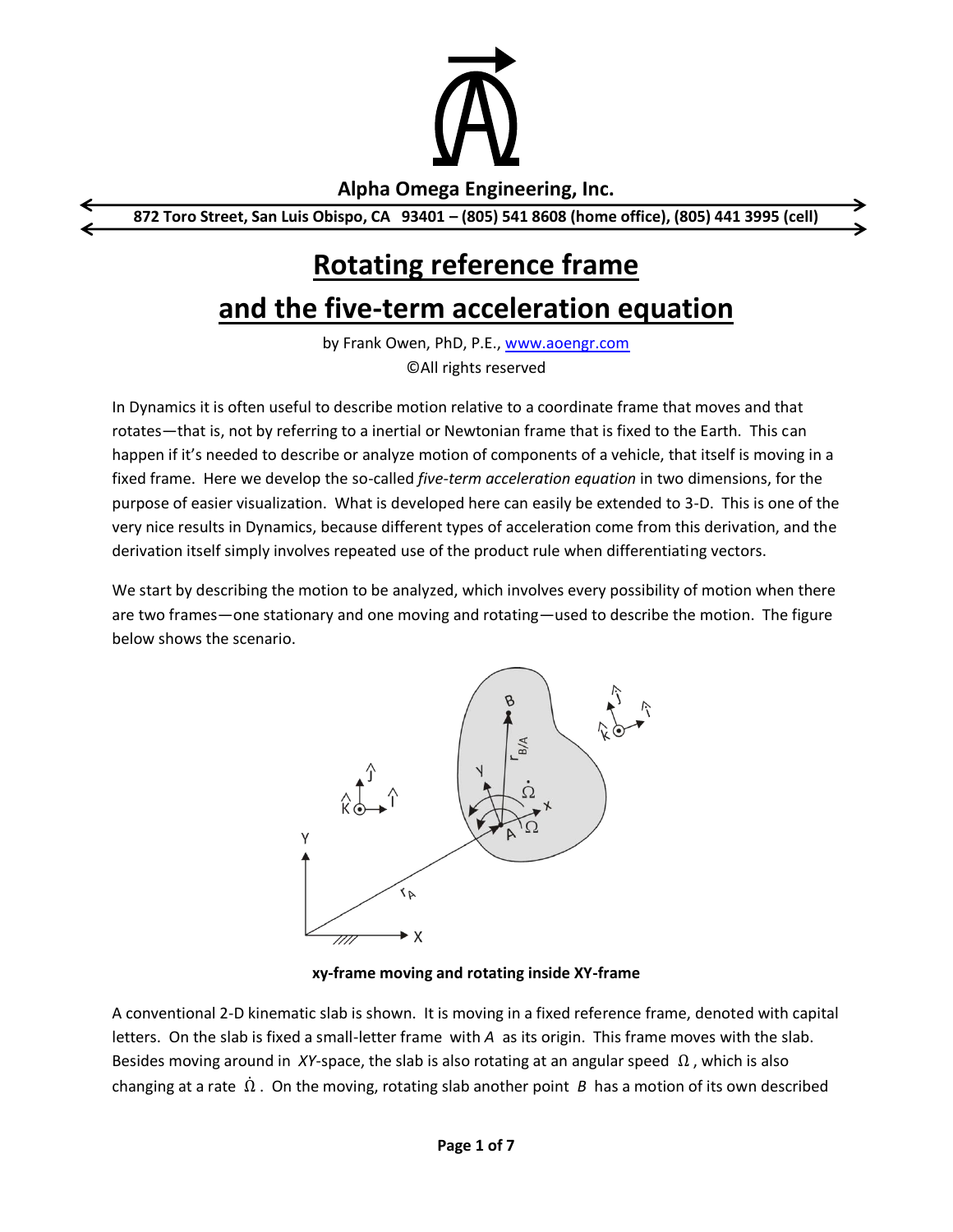Alpha Omega Engineering, Inc.

872 Toro Street, San Luis Obispo, CA 93401 – (805) 541 8608 (home office), (805) 441 3995 (cell)

# Rotating reference frame and the five-term acceleration equation

by Frank Owen, PhD, P.E., www.aoengr.com
©All rights reserved

In Dynamics it is often useful to describe motion relative to a coordinate frame that moves and that rotates—that is, not by referring to a inertial or Newtonian frame that is fixed to the Earth. This can happen if it's needed to describe or analyze motion of components of a vehicle, that itself is moving in a fixed frame. Here we develop the so-called *five-term acceleration equation* in two dimensions, for the purpose of easier visualization. What is developed here can easily be extended to 3-D. This is one of the very nice results in Dynamics, because different types of acceleration come from this derivation, and the derivation itself simply involves repeated use of the product rule when differentiating vectors.

We start by describing the motion to be analyzed, which involves every possibility of motion when there are two frames—one stationary and one moving and rotating—used to describe the motion. The figure below shows the scenario.

**xy-frame moving and rotating inside XY-frame**

A conventional 2-D kinematic slab is shown. It is moving in a fixed reference frame, denoted with capital letters. On the slab is fixed a small-letter frame with $A$ as its origin. This frame moves with the slab. Besides moving around in $XY$-space, the slab is also rotating at an angular speed $\Omega$, which is also changing at a rate $\dot{\Omega}$. On the moving, rotating slab another point $B$ has a motion of its own described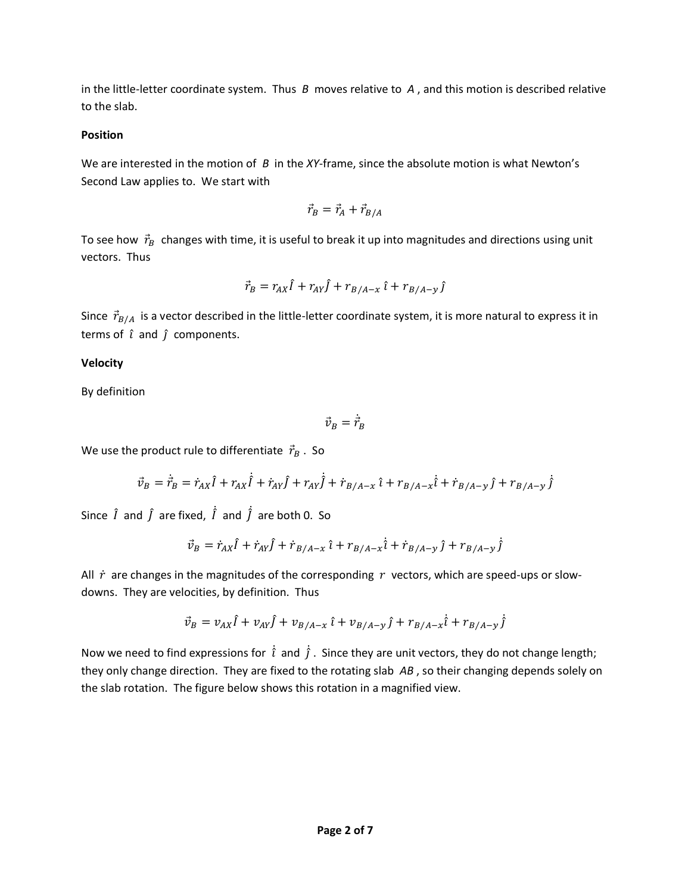in the little-letter coordinate system. Thus $B$ moves relative to $A$, and this motion is described relative to the slab.

**Position**

We are interested in the motion of $B$ in the *XY*-frame, since the absolute motion is what Newton's Second Law applies to. We start with

$$\vec{r}_B = \vec{r}_A + \vec{r}_{B/A}$$

To see how $\vec{r}_B$ changes with time, it is useful to break it up into magnitudes and directions using unit vectors. Thus

$$\vec{r}_B = r_{AX}\hat{I} + r_{AY}\hat{J} + r_{B/A-x}\,\hat{\imath} + r_{B/A-y}\,\hat{\jmath}$$

Since $\vec{r}_{B/A}$ is a vector described in the little-letter coordinate system, it is more natural to express it in terms of $\hat{\imath}$ and $\hat{\jmath}$ components.

**Velocity**

By definition

$$\vec{v}_B = \dot{\vec{r}}_B$$

We use the product rule to differentiate $\vec{r}_B$. So

$$\vec{v}_B = \dot{\vec{r}}_B = \dot{r}_{AX}\hat{I} + r_{AX}\dot{\hat{I}} + \dot{r}_{AY}\hat{J} + r_{AY}\dot{\hat{J}} + \dot{r}_{B/A-x}\,\hat{\imath} + r_{B/A-x}\dot{\hat{\imath}} + \dot{r}_{B/A-y}\,\hat{\jmath} + r_{B/A-y}\,\dot{\hat{\jmath}}$$

Since $\hat{I}$ and $\hat{J}$ are fixed, $\dot{\hat{I}}$ and $\dot{\hat{J}}$ are both 0. So

$$\vec{v}_B = \dot{r}_{AX}\hat{I} + \dot{r}_{AY}\hat{J} + \dot{r}_{B/A-x}\,\hat{\imath} + r_{B/A-x}\dot{\hat{\imath}} + \dot{r}_{B/A-y}\,\hat{\jmath} + r_{B/A-y}\,\dot{\hat{\jmath}}$$

All $\dot{r}$ are changes in the magnitudes of the corresponding $r$ vectors, which are speed-ups or slow-downs. They are velocities, by definition. Thus

$$\vec{v}_B = v_{AX}\hat{I} + v_{AY}\hat{J} + v_{B/A-x}\,\hat{\imath} + v_{B/A-y}\,\hat{\jmath} + r_{B/A-x}\dot{\hat{\imath}} + r_{B/A-y}\,\dot{\hat{\jmath}}$$

Now we need to find expressions for $\dot{\hat{\imath}}$ and $\dot{\hat{\jmath}}$. Since they are unit vectors, they do not change length; they only change direction. They are fixed to the rotating slab $AB$, so their changing depends solely on the slab rotation. The figure below shows this rotation in a magnified view.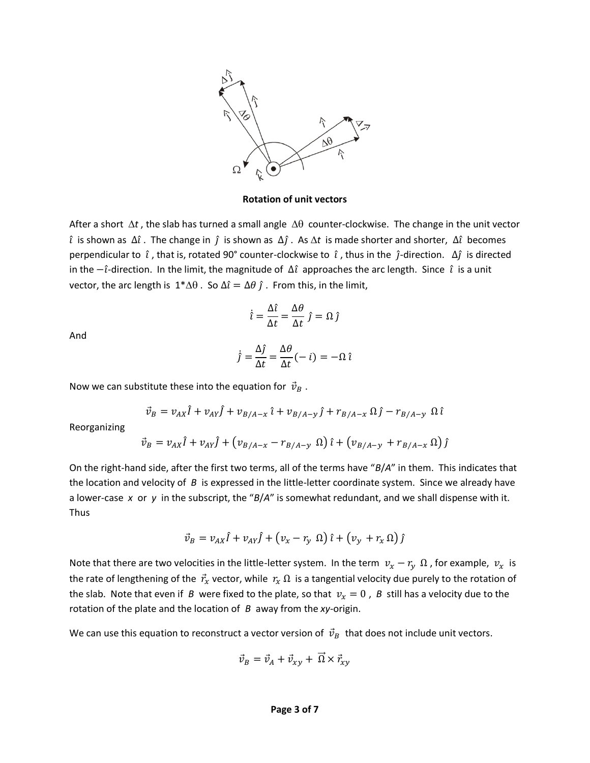**Rotation of unit vectors**

After a short $\Delta t$, the slab has turned a small angle $\Delta\theta$ counter-clockwise. The change in the unit vector $\hat{\imath}$ is shown as $\Delta\hat{\imath}$. The change in $\hat{\jmath}$ is shown as $\Delta\hat{\jmath}$. As $\Delta t$ is made shorter and shorter, $\Delta\hat{\imath}$ becomes perpendicular to $\hat{\imath}$, that is, rotated 90° counter-clockwise to $\hat{\imath}$, thus in the $\hat{\jmath}$-direction. $\Delta\hat{\jmath}$ is directed in the $-\hat{\imath}$-direction. In the limit, the magnitude of $\Delta\hat{\imath}$ approaches the arc length. Since $\hat{\imath}$ is a unit vector, the arc length is $1*\Delta\theta$. So $\Delta\hat{\imath} = \Delta\theta\,\hat{\jmath}$. From this, in the limit,

$$\dot{\hat{\imath}} = \frac{\Delta\hat{\imath}}{\Delta t} = \frac{\Delta\theta}{\Delta t}\,\hat{\jmath} = \Omega\,\hat{\jmath}$$

And

$$\dot{\hat{\jmath}} = \frac{\Delta\hat{\jmath}}{\Delta t} = \frac{\Delta\theta}{\Delta t}(-\,i) = -\Omega\,\hat{\imath}$$

Now we can substitute these into the equation for $\vec{v}_B$.

$$\vec{v}_B = v_{AX}\hat{I} + v_{AY}\hat{J} + v_{B/A-x}\,\hat{\imath} + v_{B/A-y}\,\hat{\jmath} + r_{B/A-x}\,\Omega\,\hat{\jmath} - r_{B/A-y}\,\Omega\,\hat{\imath}$$

Reorganizing

$$\vec{v}_B = v_{AX}\hat{I} + v_{AY}\hat{J} + \left(v_{B/A-x} - r_{B/A-y}\,\Omega\right)\hat{\imath} + \left(v_{B/A-y} + r_{B/A-x}\,\Omega\right)\hat{\jmath}$$

On the right-hand side, after the first two terms, all of the terms have "*B/A*" in them. This indicates that the location and velocity of *B* is expressed in the little-letter coordinate system. Since we already have a lower-case *x* or *y* in the subscript, the "*B/A*" is somewhat redundant, and we shall dispense with it. Thus

$$\vec{v}_B = v_{AX}\hat{I} + v_{AY}\hat{J} + \left(v_x - r_y\,\Omega\right)\hat{\imath} + \left(v_y + r_x\,\Omega\right)\hat{\jmath}$$

Note that there are two velocities in the little-letter system. In the term $v_x - r_y\,\Omega$, for example, $v_x$ is the rate of lengthening of the $\vec{r}_x$ vector, while $r_x\,\Omega$ is a tangential velocity due purely to the rotation of the slab. Note that even if *B* were fixed to the plate, so that $v_x = 0$, *B* still has a velocity due to the rotation of the plate and the location of *B* away from the *xy*-origin.

We can use this equation to reconstruct a vector version of $\vec{v}_B$ that does not include unit vectors.

$$\vec{v}_B = \vec{v}_A + \vec{v}_{xy} + \vec{\Omega} \times \vec{r}_{xy}$$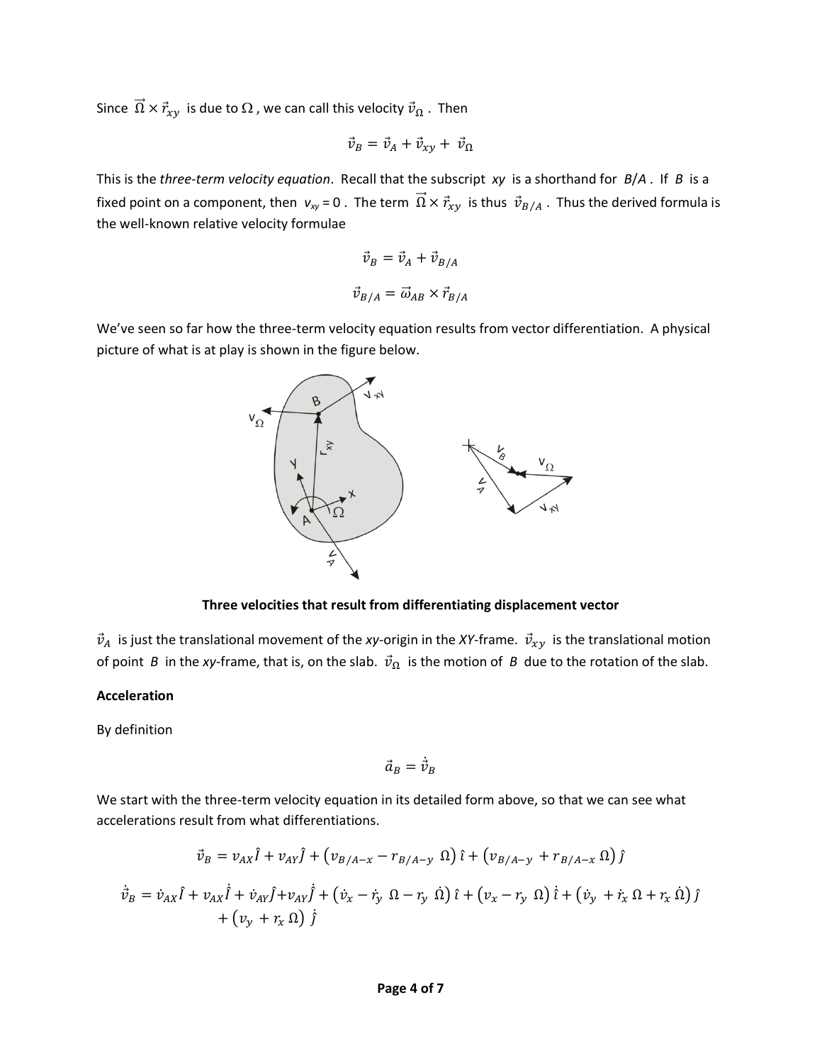Since $\vec{\Omega} \times \vec{r}_{xy}$ is due to $\Omega$, we can call this velocity $\vec{v}_{\Omega}$. Then

$$\vec{v}_B = \vec{v}_A + \vec{v}_{xy} + \vec{v}_{\Omega}$$

This is the *three-term velocity equation*. Recall that the subscript *xy* is a shorthand for *B*/*A*. If *B* is a fixed point on a component, then $v_{xy} = 0$. The term $\vec{\Omega} \times \vec{r}_{xy}$ is thus $\vec{v}_{B/A}$. Thus the derived formula is the well-known relative velocity formulae

$$\vec{v}_B = \vec{v}_A + \vec{v}_{B/A}$$

$$\vec{v}_{B/A} = \vec{\omega}_{AB} \times \vec{r}_{B/A}$$

We've seen so far how the three-term velocity equation results from vector differentiation. A physical picture of what is at play is shown in the figure below.

**Three velocities that result from differentiating displacement vector**

$\vec{v}_A$ is just the translational movement of the *xy*-origin in the *XY*-frame. $\vec{v}_{xy}$ is the translational motion of point *B* in the *xy*-frame, that is, on the slab. $\vec{v}_{\Omega}$ is the motion of *B* due to the rotation of the slab.

**Acceleration**

By definition

$$\vec{a}_B = \dot{\vec{v}}_B$$

We start with the three-term velocity equation in its detailed form above, so that we can see what accelerations result from what differentiations.

$$\vec{v}_B = v_{AX}\hat{I} + v_{AY}\hat{J} + \left(v_{B/A-x} - r_{B/A-y}\,\Omega\right)\hat{\imath} + \left(v_{B/A-y} + r_{B/A-x}\,\Omega\right)\hat{\jmath}$$

$$\dot{\vec{v}}_B = \dot{v}_{AX}\hat{I} + v_{AX}\dot{\hat{I}} + \dot{v}_{AY}\hat{J} + v_{AY}\dot{\hat{J}} + \left(\dot{v}_x - \dot{r}_y\,\Omega - r_y\,\dot{\Omega}\right)\hat{\imath} + \left(v_x - r_y\,\Omega\right)\dot{\hat{\imath}} + \left(\dot{v}_y + \dot{r}_x\,\Omega + r_x\,\dot{\Omega}\right)\hat{\jmath} + \left(v_y + r_x\,\Omega\right)\dot{\hat{\jmath}}$$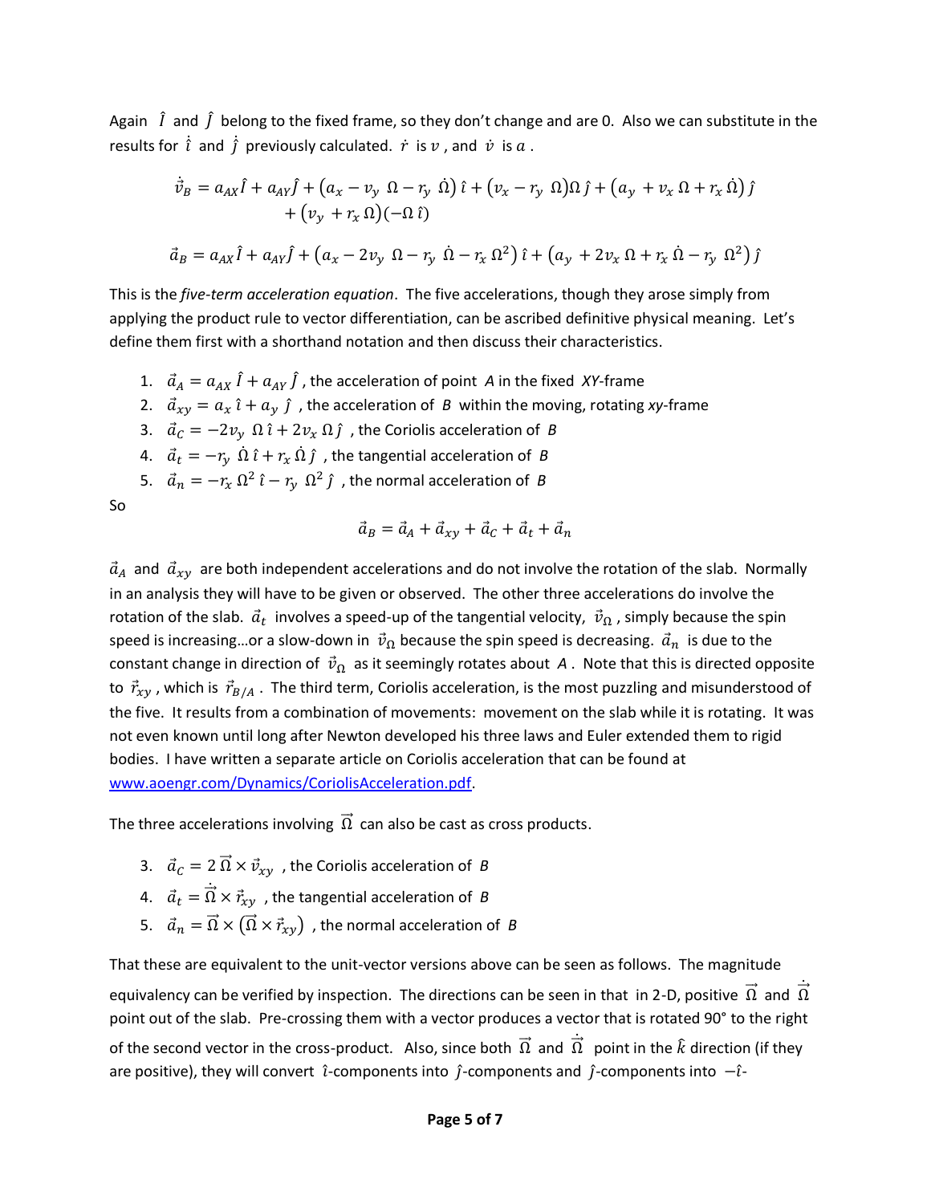Again $\hat{I}$ and $\hat{J}$ belong to the fixed frame, so they don't change and are 0. Also we can substitute in the results for $\dot{\hat{\imath}}$ and $\dot{\hat{\jmath}}$ previously calculated. $\dot{r}$ is $v$, and $\dot{v}$ is $a$.

$$\dot{\vec{v}}_B = a_{AX}\hat{I} + a_{AY}\hat{J} + \left(a_x - v_y\ \Omega - r_y\ \dot{\Omega}\right)\hat{\imath} + \left(v_x - r_y\ \Omega\right)\Omega\,\hat{\jmath} + \left(a_y + v_x\,\Omega + r_x\,\dot{\Omega}\right)\hat{\jmath} + \left(v_y + r_x\,\Omega\right)\left(-\Omega\,\hat{\imath}\right)$$

$$\vec{a}_B = a_{AX}\hat{I} + a_{AY}\hat{J} + \left(a_x - 2v_y\ \Omega - r_y\ \dot{\Omega} - r_x\,\Omega^2\right)\hat{\imath} + \left(a_y + 2v_x\,\Omega + r_x\,\dot{\Omega} - r_y\ \Omega^2\right)\hat{\jmath}$$

This is the *five-term acceleration equation*. The five accelerations, though they arose simply from applying the product rule to vector differentiation, can be ascribed definitive physical meaning. Let's define them first with a shorthand notation and then discuss their characteristics.

1. $\vec{a}_A = a_{AX}\,\hat{I} + a_{AY}\,\hat{J}$, the acceleration of point *A* in the fixed *XY*-frame
2. $\vec{a}_{xy} = a_x\,\hat{\imath} + a_y\,\hat{\jmath}$, the acceleration of *B* within the moving, rotating *xy*-frame
3. $\vec{a}_C = -2v_y\,\Omega\,\hat{\imath} + 2v_x\,\Omega\,\hat{\jmath}$, the Coriolis acceleration of *B*
4. $\vec{a}_t = -r_y\,\dot{\Omega}\,\hat{\imath} + r_x\,\dot{\Omega}\,\hat{\jmath}$, the tangential acceleration of *B*
5. $\vec{a}_n = -r_x\,\Omega^2\,\hat{\imath} - r_y\,\Omega^2\,\hat{\jmath}$, the normal acceleration of *B*

So

$$\vec{a}_B = \vec{a}_A + \vec{a}_{xy} + \vec{a}_C + \vec{a}_t + \vec{a}_n$$

$\vec{a}_A$ and $\vec{a}_{xy}$ are both independent accelerations and do not involve the rotation of the slab. Normally in an analysis they will have to be given or observed. The other three accelerations do involve the rotation of the slab. $\vec{a}_t$ involves a speed-up of the tangential velocity, $\vec{v}_\Omega$, simply because the spin speed is increasing…or a slow-down in $\vec{v}_\Omega$ because the spin speed is decreasing. $\vec{a}_n$ is due to the constant change in direction of $\vec{v}_\Omega$ as it seemingly rotates about *A*. Note that this is directed opposite to $\vec{r}_{xy}$, which is $\vec{r}_{B/A}$. The third term, Coriolis acceleration, is the most puzzling and misunderstood of the five. It results from a combination of movements: movement on the slab while it is rotating. It was not even known until long after Newton developed his three laws and Euler extended them to rigid bodies. I have written a separate article on Coriolis acceleration that can be found at [www.aoengr.com/Dynamics/CoriolisAcceleration.pdf](www.aoengr.com/Dynamics/CoriolisAcceleration.pdf).

The three accelerations involving $\vec{\Omega}$ can also be cast as cross products.

3. $\vec{a}_C = 2\,\vec{\Omega} \times \vec{v}_{xy}$, the Coriolis acceleration of *B*
4. $\vec{a}_t = \dot{\vec{\Omega}} \times \vec{r}_{xy}$, the tangential acceleration of *B*
5. $\vec{a}_n = \vec{\Omega} \times \left(\vec{\Omega} \times \vec{r}_{xy}\right)$, the normal acceleration of *B*

That these are equivalent to the unit-vector versions above can be seen as follows. The magnitude equivalency can be verified by inspection. The directions can be seen in that in 2-D, positive $\vec{\Omega}$ and $\dot{\vec{\Omega}}$ point out of the slab. Pre-crossing them with a vector produces a vector that is rotated 90° to the right of the second vector in the cross-product. Also, since both $\vec{\Omega}$ and $\dot{\vec{\Omega}}$ point in the $\hat{k}$ direction (if they are positive), they will convert $\hat{\imath}$-components into $\hat{\jmath}$-components and $\hat{\jmath}$-components into $-\hat{\imath}$-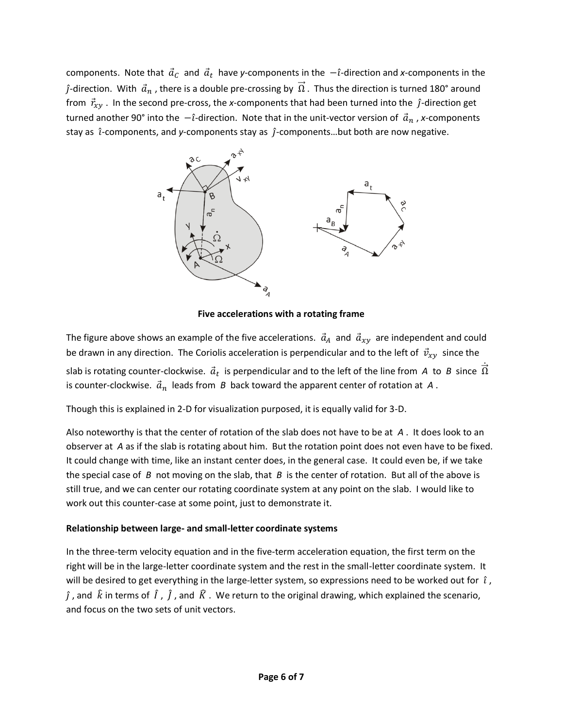components. Note that $\vec{a}_C$ and $\vec{a}_t$ have *y*-components in the $-\hat{\imath}$-direction and *x*-components in the $\hat{\jmath}$-direction. With $\vec{a}_n$, there is a double pre-crossing by $\vec{\Omega}$. Thus the direction is turned 180° around from $\vec{r}_{xy}$. In the second pre-cross, the *x*-components that had been turned into the $\hat{\jmath}$-direction get turned another 90° into the $-\hat{\imath}$-direction. Note that in the unit-vector version of $\vec{a}_n$, *x*-components stay as $\hat{\imath}$-components, and *y*-components stay as $\hat{\jmath}$-components…but both are now negative.

**Five accelerations with a rotating frame**

The figure above shows an example of the five accelerations. $\vec{a}_A$ and $\vec{a}_{xy}$ are independent and could be drawn in any direction. The Coriolis acceleration is perpendicular and to the left of $\vec{v}_{xy}$ since the slab is rotating counter-clockwise. $\vec{a}_t$ is perpendicular and to the left of the line from *A* to *B* since $\dot{\vec{\Omega}}$ is counter-clockwise. $\vec{a}_n$ leads from *B* back toward the apparent center of rotation at *A*.

Though this is explained in 2-D for visualization purposed, it is equally valid for 3-D.

Also noteworthy is that the center of rotation of the slab does not have to be at *A*. It does look to an observer at *A* as if the slab is rotating about him. But the rotation point does not even have to be fixed. It could change with time, like an instant center does, in the general case. It could even be, if we take the special case of *B* not moving on the slab, that *B* is the center of rotation. But all of the above is still true, and we can center our rotating coordinate system at any point on the slab. I would like to work out this counter-case at some point, just to demonstrate it.

**Relationship between large- and small-letter coordinate systems**

In the three-term velocity equation and in the five-term acceleration equation, the first term on the right will be in the large-letter coordinate system and the rest in the small-letter coordinate system. It will be desired to get everything in the large-letter system, so expressions need to be worked out for $\hat{\imath}$, $\hat{\jmath}$, and $\hat{k}$ in terms of $\hat{I}$, $\hat{J}$, and $\hat{K}$. We return to the original drawing, which explained the scenario, and focus on the two sets of unit vectors.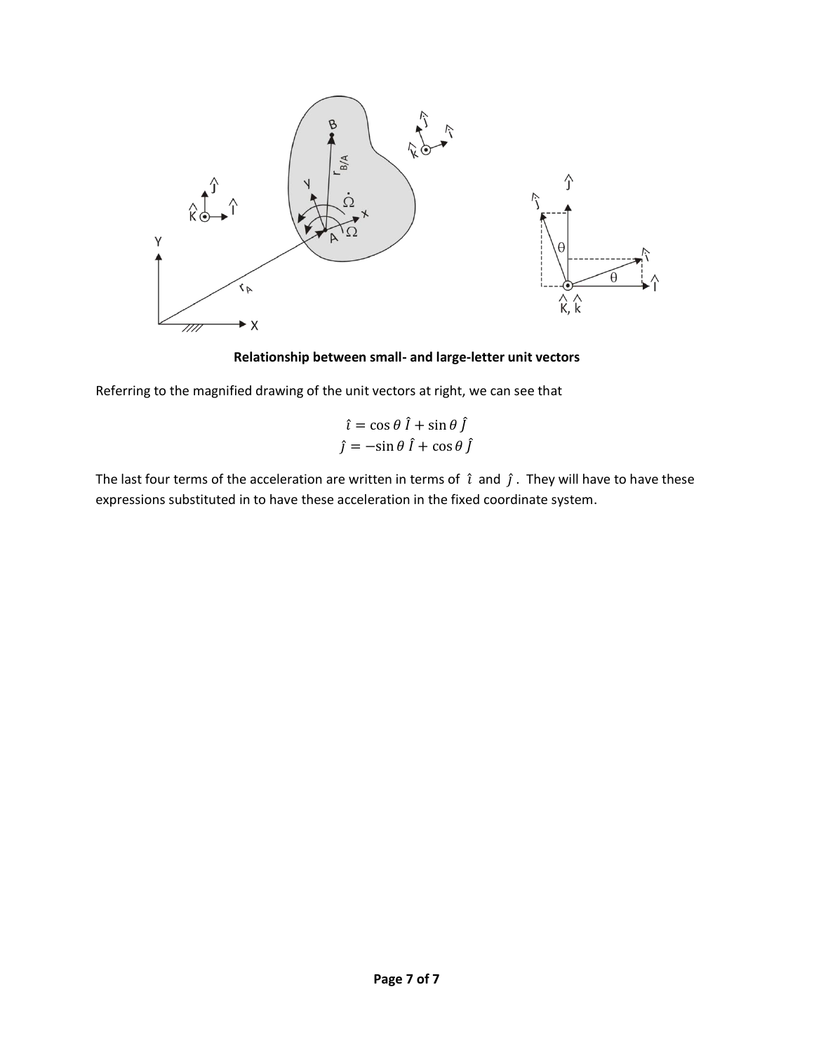**Relationship between small- and large-letter unit vectors**

Referring to the magnified drawing of the unit vectors at right, we can see that

$$\hat{\imath} = \cos\theta\,\hat{I} + \sin\theta\,\hat{J}$$
$$\hat{\jmath} = -\sin\theta\,\hat{I} + \cos\theta\,\hat{J}$$

The last four terms of the acceleration are written in terms of $\hat{\imath}$ and $\hat{\jmath}$. They will have to have these expressions substituted in to have these acceleration in the fixed coordinate system.